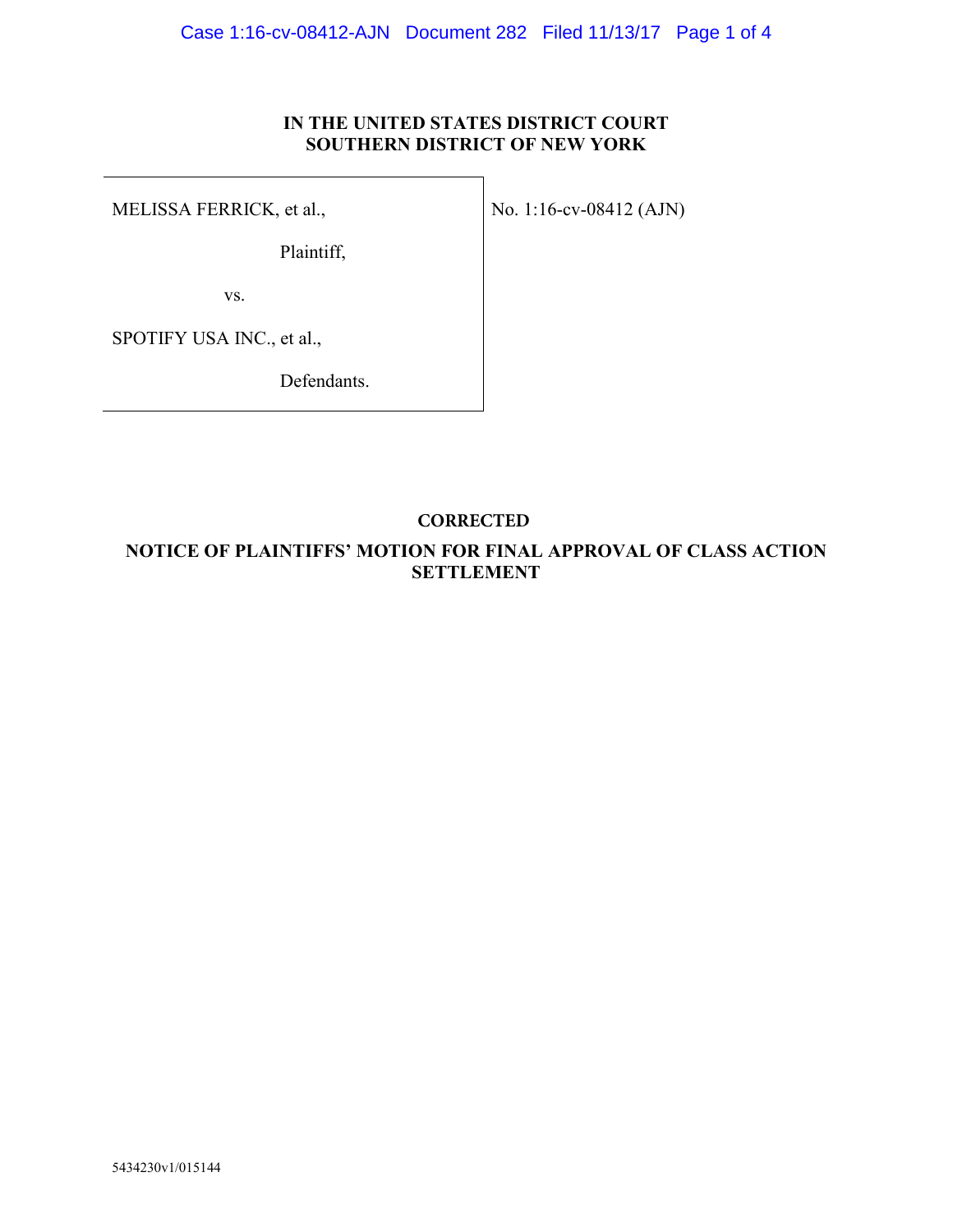**IN THE UNITED STATES DISTRICT COURT**
**SOUTHERN DISTRICT OF NEW YORK**

| | |
|---|---|
| MELISSA FERRICK, et al.,<br><br>Plaintiff,<br><br>vs.<br><br>SPOTIFY USA INC., et al.,<br><br>Defendants. | No. 1:16-cv-08412 (AJN) |

**CORRECTED**

**NOTICE OF PLAINTIFFS' MOTION FOR FINAL APPROVAL OF CLASS ACTION SETTLEMENT**

5434230v1/015144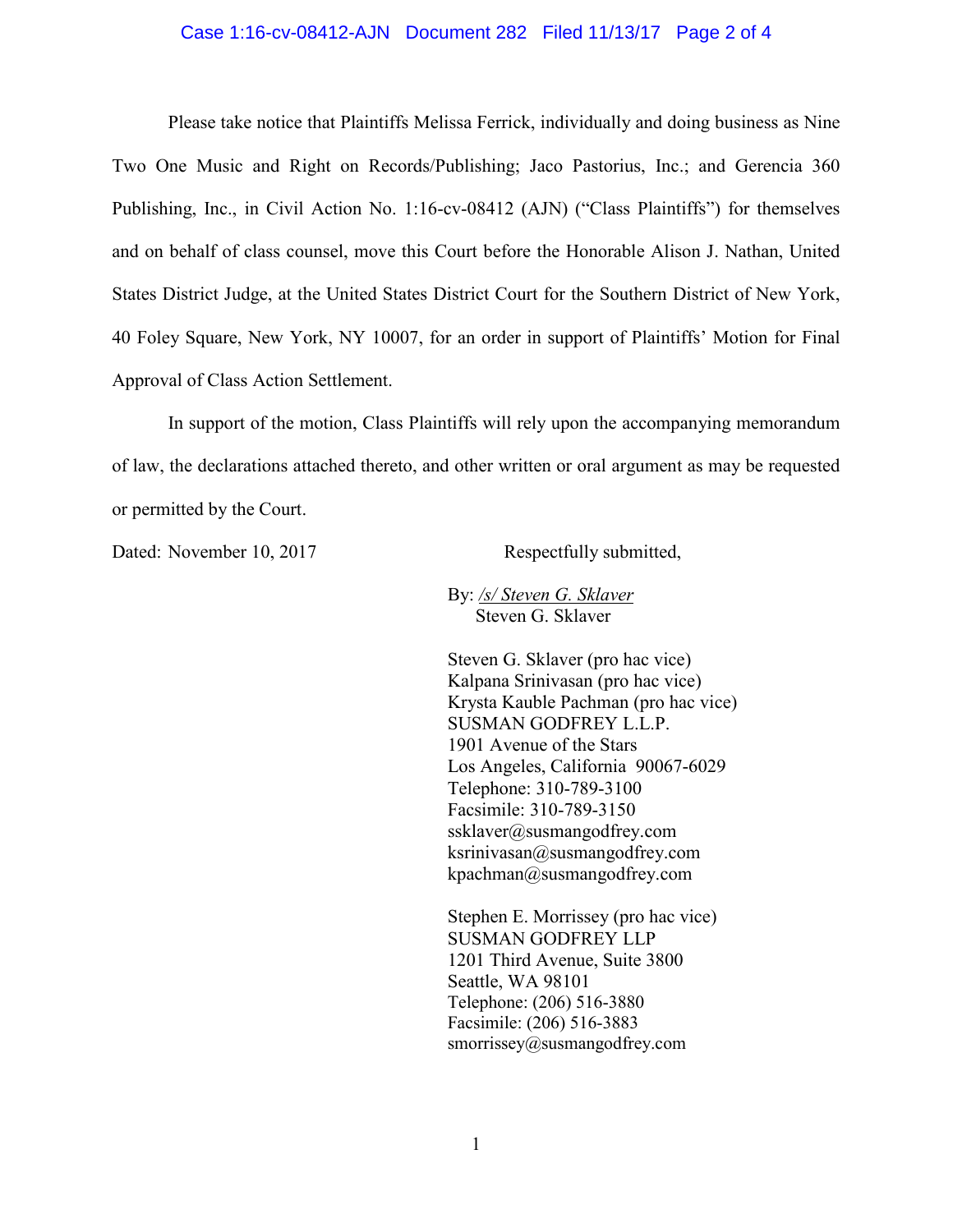Please take notice that Plaintiffs Melissa Ferrick, individually and doing business as Nine Two One Music and Right on Records/Publishing; Jaco Pastorius, Inc.; and Gerencia 360 Publishing, Inc., in Civil Action No. 1:16-cv-08412 (AJN) ("Class Plaintiffs") for themselves and on behalf of class counsel, move this Court before the Honorable Alison J. Nathan, United States District Judge, at the United States District Court for the Southern District of New York, 40 Foley Square, New York, NY 10007, for an order in support of Plaintiffs' Motion for Final Approval of Class Action Settlement.

In support of the motion, Class Plaintiffs will rely upon the accompanying memorandum of law, the declarations attached thereto, and other written or oral argument as may be requested or permitted by the Court.

Dated: November 10, 2017

Respectfully submitted,

By: */s/ Steven G. Sklaver*
Steven G. Sklaver

Steven G. Sklaver (pro hac vice)
Kalpana Srinivasan (pro hac vice)
Krysta Kauble Pachman (pro hac vice)
SUSMAN GODFREY L.L.P.
1901 Avenue of the Stars
Los Angeles, California 90067-6029
Telephone: 310-789-3100
Facsimile: 310-789-3150
ssklaver@susmangodfrey.com
ksrinivasan@susmangodfrey.com
kpachman@susmangodfrey.com

Stephen E. Morrissey (pro hac vice)
SUSMAN GODFREY LLP
1201 Third Avenue, Suite 3800
Seattle, WA 98101
Telephone: (206) 516-3880
Facsimile: (206) 516-3883
smorrissey@susmangodfrey.com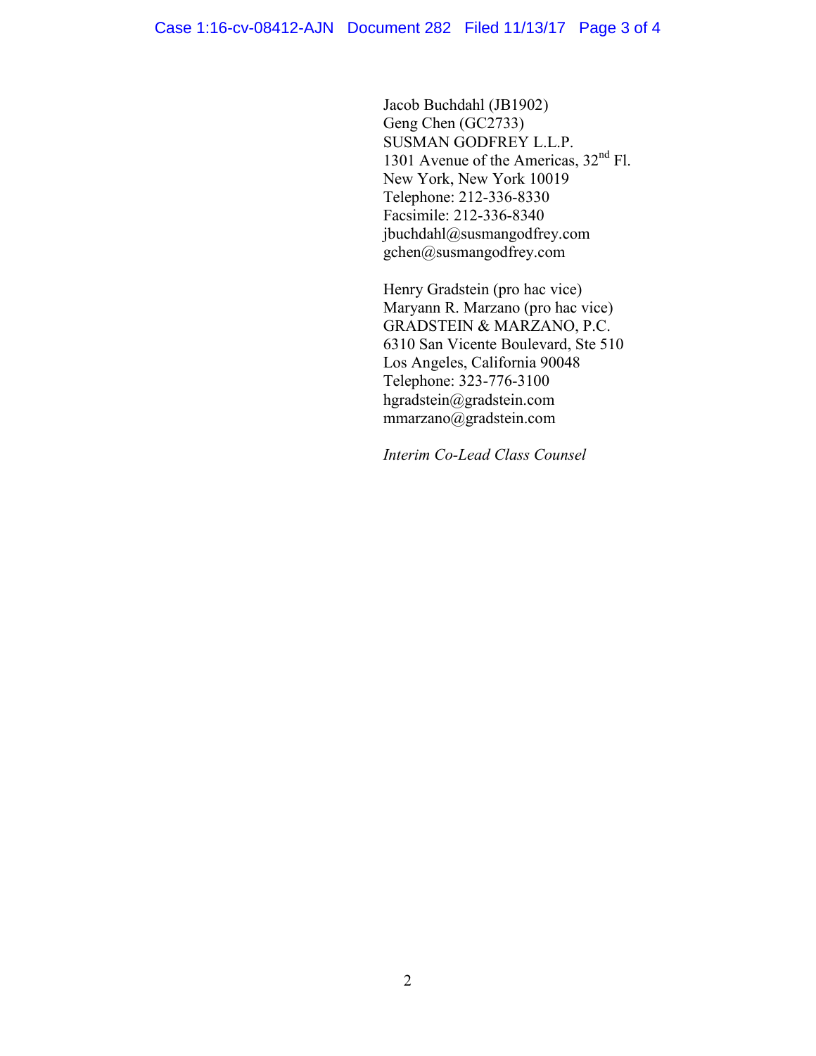Jacob Buchdahl (JB1902)
Geng Chen (GC2733)
SUSMAN GODFREY L.L.P.
1301 Avenue of the Americas, 32nd Fl.
New York, New York 10019
Telephone: 212-336-8330
Facsimile: 212-336-8340
jbuchdahl@susmangodfrey.com
gchen@susmangodfrey.com

Henry Gradstein (pro hac vice)
Maryann R. Marzano (pro hac vice)
GRADSTEIN & MARZANO, P.C.
6310 San Vicente Boulevard, Ste 510
Los Angeles, California 90048
Telephone: 323-776-3100
hgradstein@gradstein.com
mmarzano@gradstein.com

*Interim Co-Lead Class Counsel*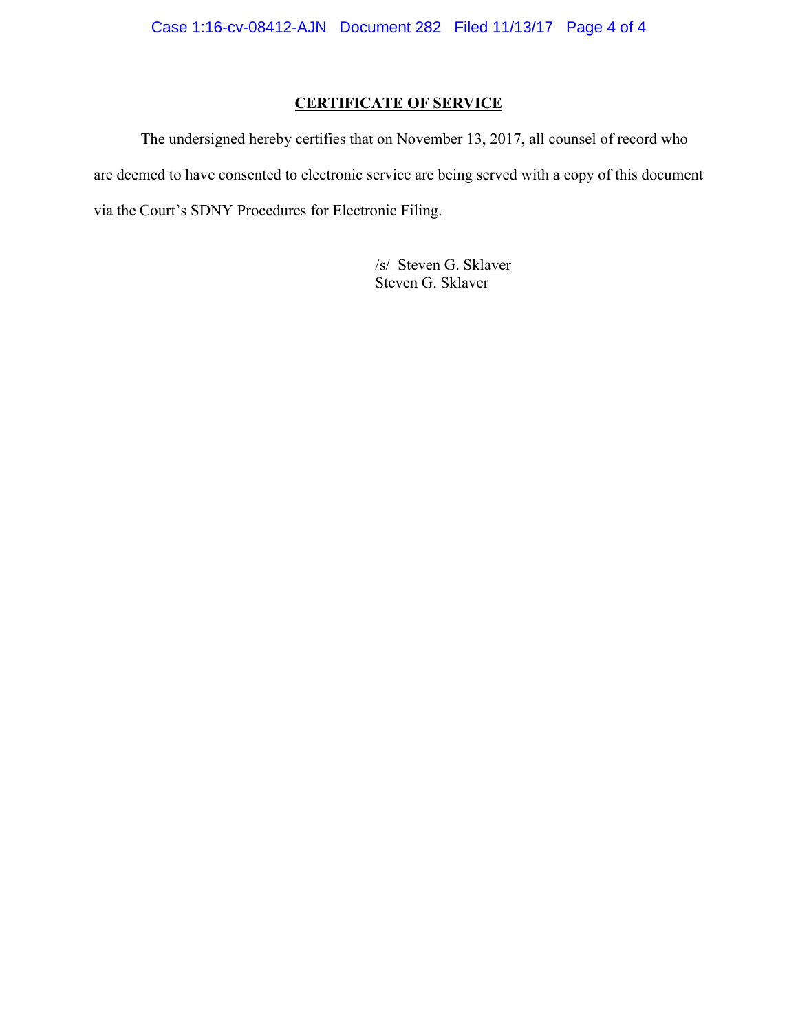# CERTIFICATE OF SERVICE

The undersigned hereby certifies that on November 13, 2017, all counsel of record who are deemed to have consented to electronic service are being served with a copy of this document via the Court's SDNY Procedures for Electronic Filing.

/s/ Steven G. Sklaver
Steven G. Sklaver